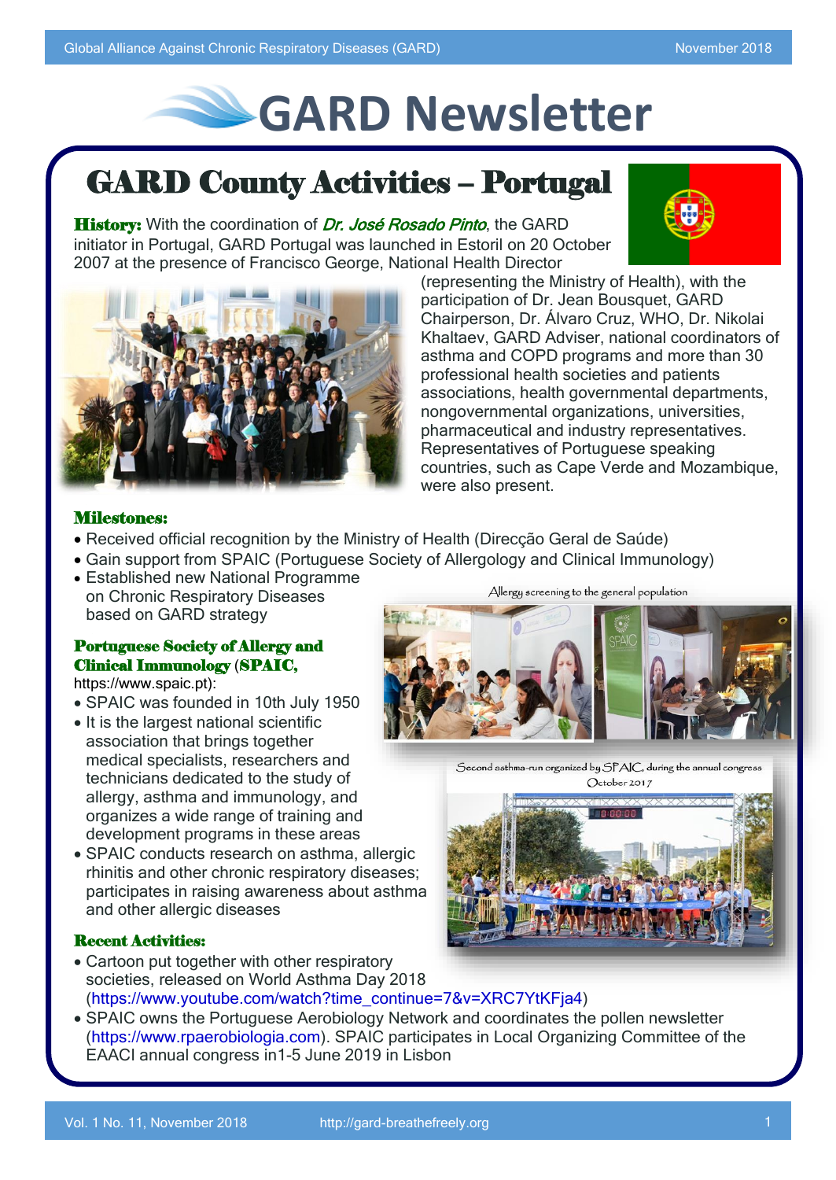# GARD Newsletter

## GARD County Activities – Portugal

**History:** With the coordination of *Dr. José Rosado Pinto*, the GARD initiator in Portugal, GARD Portugal was launched in Estoril on 20 October 2007 at the presence of Francisco George, National Health Director (representing the Ministry of Health), with the participation of Dr. Jean Bousquet, GARD Chairperson, Dr. Álvaro Cruz, WHO, Dr. Nikolai Khaltaev, GARD Adviser, national coordinators of asthma and COPD programs and more than 30 professional health societies and patients associations, health governmental departments, nongovernmental organizations, universities, pharmaceutical and industry representatives. Representatives of Portuguese speaking countries, such as Cape Verde and Mozambique, were also present.

**Milestones:**

- Received official recognition by the Ministry of Health (Direcção Geral de Saúde)
- Gain support from SPAIC (Portuguese Society of Allergology and Clinical Immunology)
- Established new National Programme on Chronic Respiratory Diseases based on GARD strategy

**Portuguese Society of Allergy and Clinical Immunology (SPAIC,** https://www.spaic.pt):

- SPAIC was founded in 10th July 1950
- It is the largest national scientific association that brings together medical specialists, researchers and technicians dedicated to the study of allergy, asthma and immunology, and organizes a wide range of training and development programs in these areas
- SPAIC conducts research on asthma, allergic rhinitis and other chronic respiratory diseases; participates in raising awareness about asthma and other allergic diseases

Allergy screening to the general population

Second asthma-run organized by SPAIC, during the annual congress October 2017

**Recent Activities:**

- Cartoon put together with other respiratory societies, released on World Asthma Day 2018 (https://www.youtube.com/watch?time_continue=7&v=XRC7YtKFja4)
- SPAIC owns the Portuguese Aerobiology Network and coordinates the pollen newsletter (https://www.rpaerobiologia.com). SPAIC participates in Local Organizing Committee of the EAACI annual congress in1-5 June 2019 in Lisbon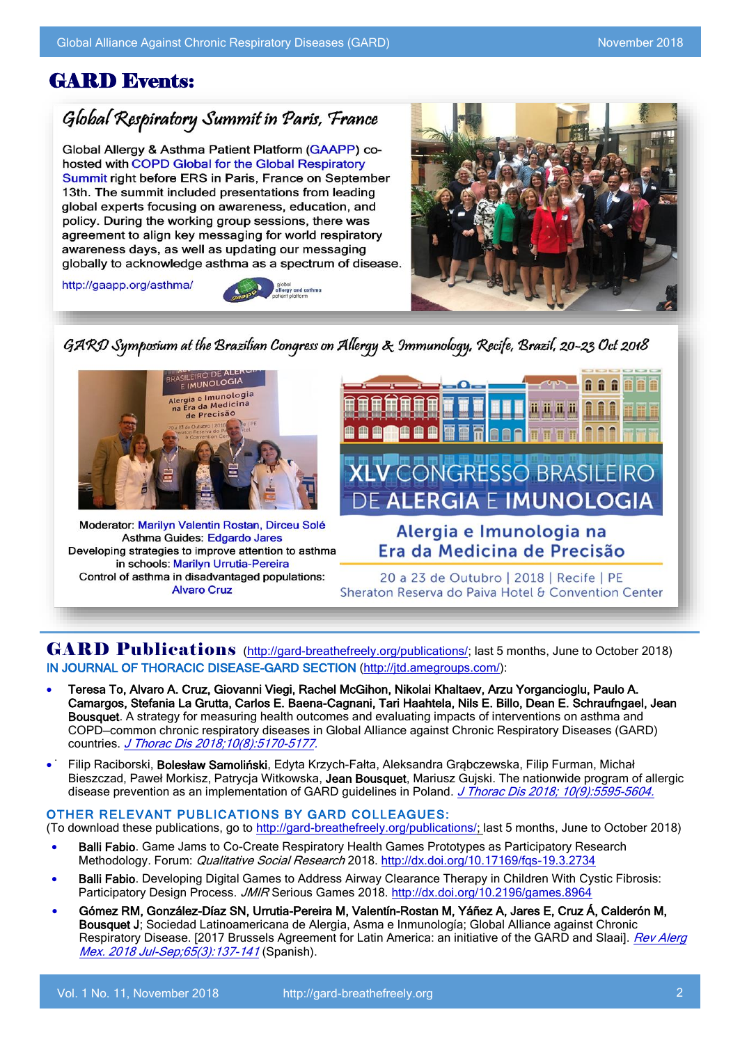# GARD Events:

## Global Respiratory Summit in Paris, France

Global Allergy & Asthma Patient Platform (GAAPP) co-hosted with COPD Global for the Global Respiratory Summit right before ERS in Paris, France on September 13th. The summit included presentations from leading global experts focusing on awareness, education, and policy. During the working group sessions, there was agreement to align key messaging for world respiratory awareness days, as well as updating our messaging globally to acknowledge asthma as a spectrum of disease.

http://gaapp.org/asthma/

## GARD Symposium at the Brazilian Congress on Allergy & Immunology, Recife, Brazil, 20-23 Oct 2018

Moderator: Marilyn Valentin Rostan, Dirceu Solé
Asthma Guides: Edgardo Jares
Developing strategies to improve attention to asthma in schools: Marilyn Urrutia-Pereira
Control of asthma in disadvantaged populations: Alvaro Cruz

XLV CONGRESSO BRASILEIRO DE ALERGIA E IMUNOLOGIA
Alergia e Imunologia na Era da Medicina de Precisão
20 a 23 de Outubro | 2018 | Recife | PE
Sheraton Reserva do Paiva Hotel & Convention Center

# GARD Publications

(http://gard-breathefreely.org/publications/; last 5 months, June to October 2018)

IN JOURNAL OF THORACIC DISEASE-GARD SECTION (http://jtd.amegroups.com/):

- **Teresa To, Alvaro A. Cruz, Giovanni Viegi, Rachel McGihon, Nikolai Khaltaev, Arzu Yorgancioglu, Paulo A. Camargos, Stefania La Grutta, Carlos E. Baena-Cagnani, Tari Haahtela, Nils E. Billo, Dean E. Schraufngael, Jean Bousquet**. A strategy for measuring health outcomes and evaluating impacts of interventions on asthma and COPD–common chronic respiratory diseases in Global Alliance against Chronic Respiratory Diseases (GARD) countries. *J Thorac Dis 2018;10(8):5170-5177.*
- Filip Raciborski, **Bolesław Samoliński**, Edyta Krzych-Fałta, Aleksandra Grąbczewska, Filip Furman, Michał Bieszczad, Paweł Morkisz, Patrycja Witkowska, **Jean Bousquet**, Mariusz Gujski. The nationwide program of allergic disease prevention as an implementation of GARD guidelines in Poland. *J Thorac Dis 2018; 10(9):5595-5604.*

## OTHER RELEVANT PUBLICATIONS BY GARD COLLEAGUES:

(To download these publications, go to http://gard-breathefreely.org/publications/; last 5 months, June to October 2018)

- **Balli Fabio**. Game Jams to Co-Create Respiratory Health Games Prototypes as Participatory Research Methodology. Forum: *Qualitative Social Research* 2018. http://dx.doi.org/10.17169/fqs-19.3.2734
- **Balli Fabio**. Developing Digital Games to Address Airway Clearance Therapy in Children With Cystic Fibrosis: Participatory Design Process. *JMIR* Serious Games 2018. http://dx.doi.org/10.2196/games.8964
- **Gómez RM, González-Díaz SN, Urrutia-Pereira M, Valentín-Rostan M, Yáñez A, Jares E, Cruz Á, Calderón M, Bousquet J**; Sociedad Latinoamericana de Alergia, Asma e Inmunología; Global Alliance against Chronic Respiratory Disease. [2017 Brussels Agreement for Latin America: an initiative of the GARD and Slaai]. *Rev Alerg Mex. 2018 Jul-Sep;65(3):137-141* (Spanish).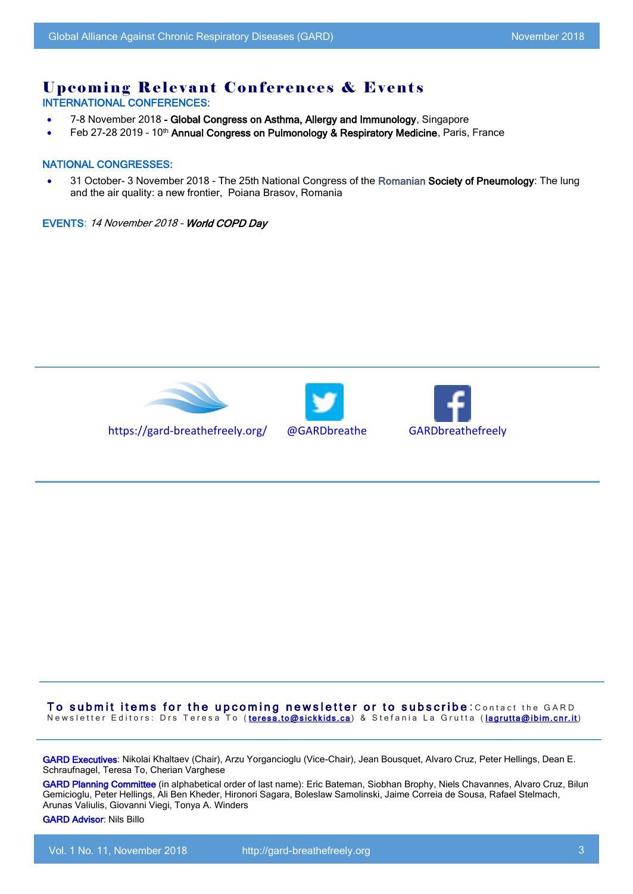# Upcoming Relevant Conferences & Events

INTERNATIONAL CONFERENCES:

- 7-8 November 2018 - **Global Congress on Asthma, Allergy and Immunology**, Singapore
- Feb 27-28 2019 - 10th **Annual Congress on Pulmonology & Respiratory Medicine**, Paris, France

NATIONAL CONGRESSES:

- 31 October- 3 November 2018 - The 25th National Congress of the **Romanian Society of Pneumology**: The lung and the air quality: a new frontier, Poiana Brasov, Romania

EVENTS: *14 November 2018 - **World COPD Day***

https://gard-breathefreely.org/ @GARDbreathe GARDbreathefreely

**To submit items for the upcoming newsletter or to subscribe**: Contact the GARD Newsletter Editors: Drs Teresa To (**teresa.to@sickkids.ca**) & Stefania La Grutta (**lagrutta@ibim.cnr.it**)

GARD Executives: Nikolai Khaltaev (Chair), Arzu Yorgancioglu (Vice-Chair), Jean Bousquet, Alvaro Cruz, Peter Hellings, Dean E. Schraufnagel, Teresa To, Cherian Varghese

GARD Planning Committee (in alphabetical order of last name): Eric Bateman, Siobhan Brophy, Niels Chavannes, Alvaro Cruz, Bilun Gemicioglu, Peter Hellings, Ali Ben Kheder, Hironori Sagara, Boleslaw Samolinski, Jaime Correia de Sousa, Rafael Stelmach, Arunas Valiulis, Giovanni Viegi, Tonya A. Winders

GARD Advisor: Nils Billo